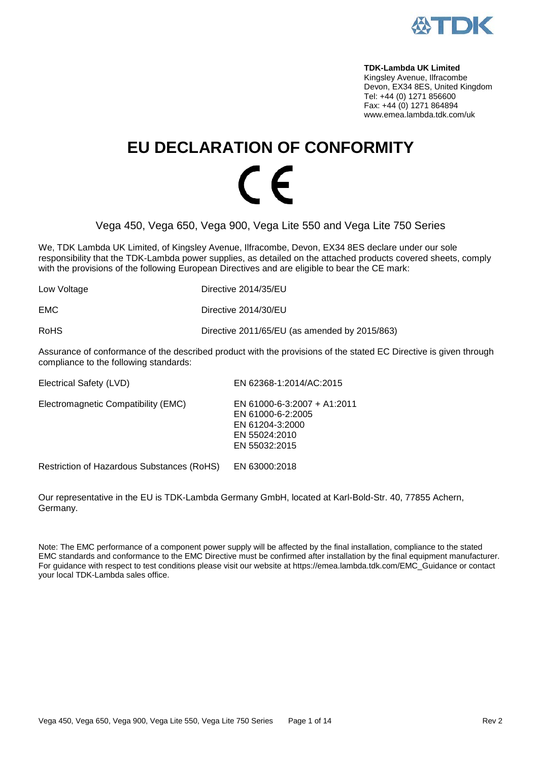**TDK-Lambda UK Limited**
Kingsley Avenue, Ilfracombe
Devon, EX34 8ES, United Kingdom
Tel: +44 (0) 1271 856600
Fax: +44 (0) 1271 864894
www.emea.lambda.tdk.com/uk

# EU DECLARATION OF CONFORMITY

CE

Vega 450, Vega 650, Vega 900, Vega Lite 550 and Vega Lite 750 Series

We, TDK Lambda UK Limited, of Kingsley Avenue, Ilfracombe, Devon, EX34 8ES declare under our sole responsibility that the TDK-Lambda power supplies, as detailed on the attached products covered sheets, comply with the provisions of the following European Directives and are eligible to bear the CE mark:

| | |
|---|---|
| Low Voltage | Directive 2014/35/EU |
| EMC | Directive 2014/30/EU |
| RoHS | Directive 2011/65/EU (as amended by 2015/863) |

Assurance of conformance of the described product with the provisions of the stated EC Directive is given through compliance to the following standards:

| | |
|---|---|
| Electrical Safety (LVD) | EN 62368-1:2014/AC:2015 |
| Electromagnetic Compatibility (EMC) | EN 61000-6-3:2007 + A1:2011<br>EN 61000-6-2:2005<br>EN 61204-3:2000<br>EN 55024:2010<br>EN 55032:2015 |
| Restriction of Hazardous Substances (RoHS) | EN 63000:2018 |

Our representative in the EU is TDK-Lambda Germany GmbH, located at Karl-Bold-Str. 40, 77855 Achern, Germany.

Note: The EMC performance of a component power supply will be affected by the final installation, compliance to the stated EMC standards and conformance to the EMC Directive must be confirmed after installation by the final equipment manufacturer. For guidance with respect to test conditions please visit our website at https://emea.lambda.tdk.com/EMC_Guidance or contact your local TDK-Lambda sales office.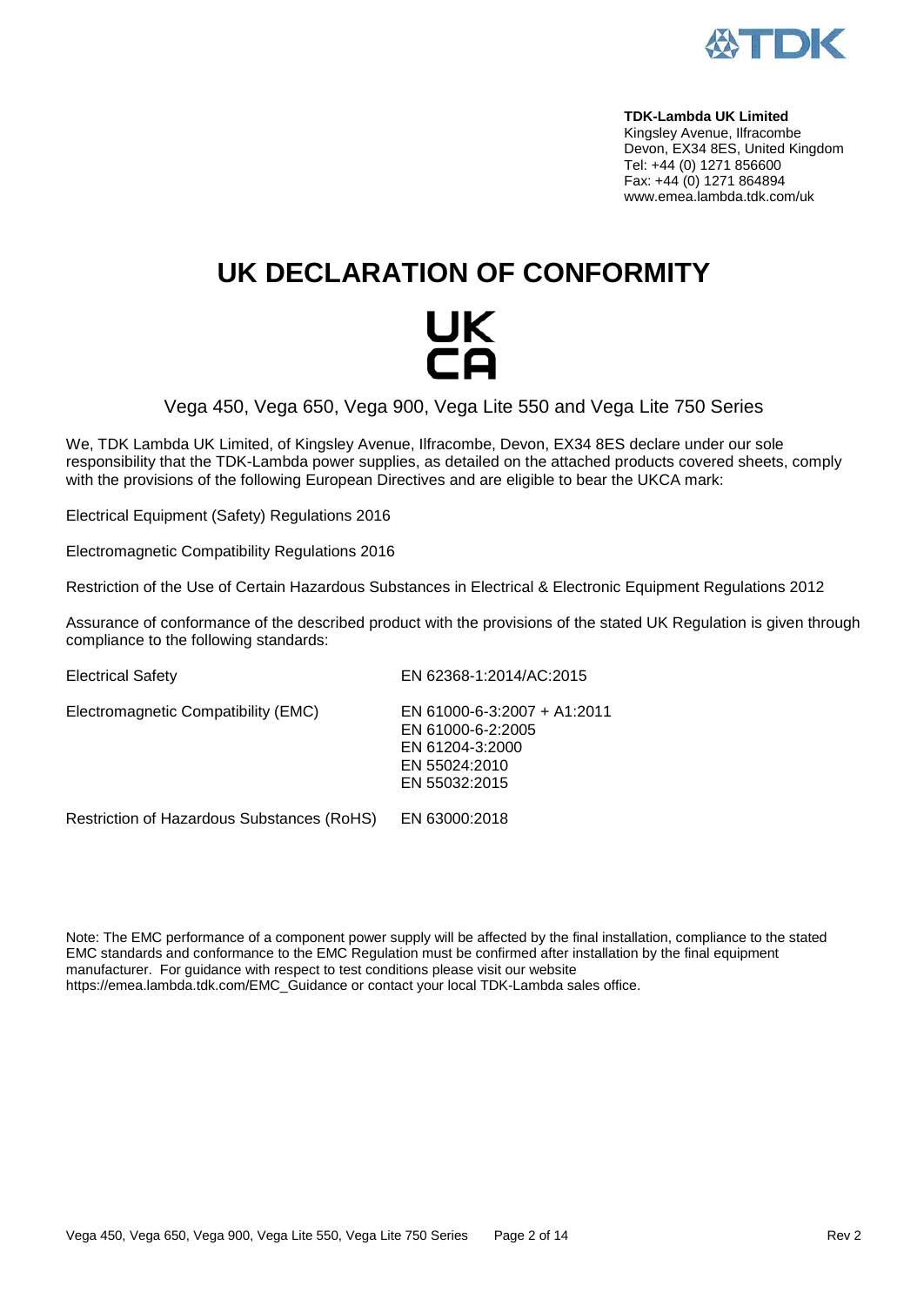**TDK-Lambda UK Limited**
Kingsley Avenue, Ilfracombe
Devon, EX34 8ES, United Kingdom
Tel: +44 (0) 1271 856600
Fax: +44 (0) 1271 864894
www.emea.lambda.tdk.com/uk

# UK DECLARATION OF CONFORMITY

UK
CA

Vega 450, Vega 650, Vega 900, Vega Lite 550 and Vega Lite 750 Series

We, TDK Lambda UK Limited, of Kingsley Avenue, Ilfracombe, Devon, EX34 8ES declare under our sole responsibility that the TDK-Lambda power supplies, as detailed on the attached products covered sheets, comply with the provisions of the following European Directives and are eligible to bear the UKCA mark:

Electrical Equipment (Safety) Regulations 2016

Electromagnetic Compatibility Regulations 2016

Restriction of the Use of Certain Hazardous Substances in Electrical & Electronic Equipment Regulations 2012

Assurance of conformance of the described product with the provisions of the stated UK Regulation is given through compliance to the following standards:

| | |
|---|---|
| Electrical Safety | EN 62368-1:2014/AC:2015 |
| Electromagnetic Compatibility (EMC) | EN 61000-6-3:2007 + A1:2011<br>EN 61000-6-2:2005<br>EN 61204-3:2000<br>EN 55024:2010<br>EN 55032:2015 |
| Restriction of Hazardous Substances (RoHS) | EN 63000:2018 |

Note: The EMC performance of a component power supply will be affected by the final installation, compliance to the stated EMC standards and conformance to the EMC Regulation must be confirmed after installation by the final equipment manufacturer. For guidance with respect to test conditions please visit our website https://emea.lambda.tdk.com/EMC_Guidance or contact your local TDK-Lambda sales office.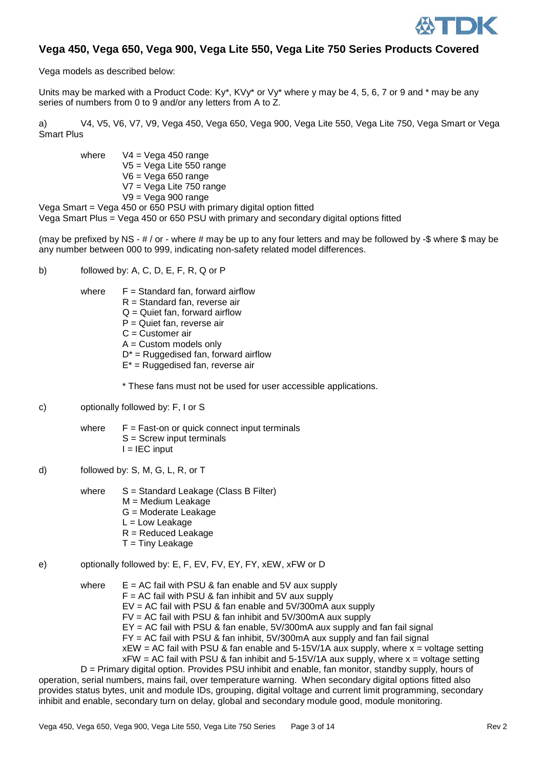## Vega 450, Vega 650, Vega 900, Vega Lite 550, Vega Lite 750 Series Products Covered

Vega models as described below:

Units may be marked with a Product Code: Ky*, KVy* or Vy* where y may be 4, 5, 6, 7 or 9 and * may be any series of numbers from 0 to 9 and/or any letters from A to Z.

a) V4, V5, V6, V7, V9, Vega 450, Vega 650, Vega 900, Vega Lite 550, Vega Lite 750, Vega Smart or Vega Smart Plus

where
- V4 = Vega 450 range
- V5 = Vega Lite 550 range
- V6 = Vega 650 range
- V7 = Vega Lite 750 range
- V9 = Vega 900 range

Vega Smart = Vega 450 or 650 PSU with primary digital option fitted
Vega Smart Plus = Vega 450 or 650 PSU with primary and secondary digital options fitted

(may be prefixed by NS - # / or - where # may be up to any four letters and may be followed by -$ where $ may be any number between 000 to 999, indicating non-safety related model differences.

b) followed by: A, C, D, E, F, R, Q or P

where
- F = Standard fan, forward airflow
- R = Standard fan, reverse air
- Q = Quiet fan, forward airflow
- P = Quiet fan, reverse air
- C = Customer air
- A = Custom models only
- D* = Ruggedised fan, forward airflow
- E* = Ruggedised fan, reverse air

\* These fans must not be used for user accessible applications.

c) optionally followed by: F, I or S

where
- F = Fast-on or quick connect input terminals
- S = Screw input terminals
- I = IEC input

d) followed by: S, M, G, L, R, or T

where
- S = Standard Leakage (Class B Filter)
- M = Medium Leakage
- G = Moderate Leakage
- L = Low Leakage
- R = Reduced Leakage
- T = Tiny Leakage

e) optionally followed by: E, F, EV, FV, EY, FY, xEW, xFW or D

where
- E = AC fail with PSU & fan enable and 5V aux supply
- F = AC fail with PSU & fan inhibit and 5V aux supply
- EV = AC fail with PSU & fan enable and 5V/300mA aux supply
- FV = AC fail with PSU & fan inhibit and 5V/300mA aux supply
- EY = AC fail with PSU & fan enable, 5V/300mA aux supply and fan fail signal
- FY = AC fail with PSU & fan inhibit, 5V/300mA aux supply and fan fail signal
- xEW = AC fail with PSU & fan enable and 5-15V/1A aux supply, where x = voltage setting
- xFW = AC fail with PSU & fan inhibit and 5-15V/1A aux supply, where x = voltage setting

D = Primary digital option. Provides PSU inhibit and enable, fan monitor, standby supply, hours of operation, serial numbers, mains fail, over temperature warning. When secondary digital options fitted also provides status bytes, unit and module IDs, grouping, digital voltage and current limit programming, secondary inhibit and enable, secondary turn on delay, global and secondary module good, module monitoring.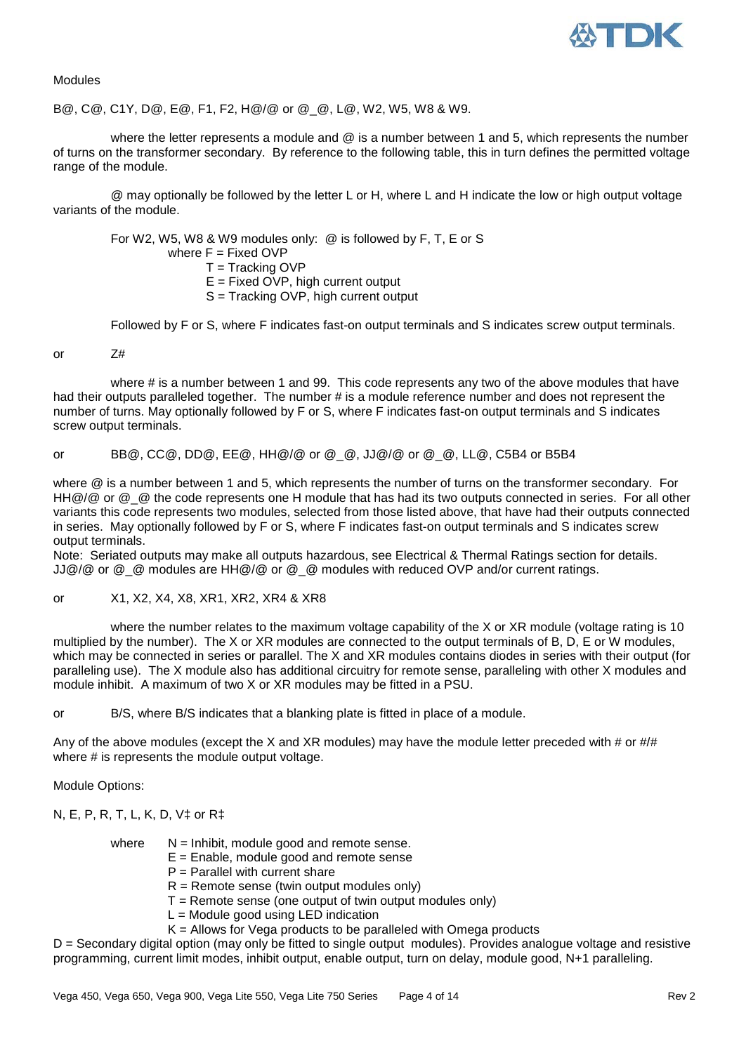Modules

B@, C@, C1Y, D@, E@, F1, F2, H@/@ or @_@, L@, W2, W5, W8 & W9.

where the letter represents a module and @ is a number between 1 and 5, which represents the number of turns on the transformer secondary. By reference to the following table, this in turn defines the permitted voltage range of the module.

@ may optionally be followed by the letter L or H, where L and H indicate the low or high output voltage variants of the module.

For W2, W5, W8 & W9 modules only: @ is followed by F, T, E or S
where F = Fixed OVP
T = Tracking OVP
E = Fixed OVP, high current output
S = Tracking OVP, high current output

Followed by F or S, where F indicates fast-on output terminals and S indicates screw output terminals.

or Z#

where # is a number between 1 and 99. This code represents any two of the above modules that have had their outputs paralleled together. The number # is a module reference number and does not represent the number of turns. May optionally followed by F or S, where F indicates fast-on output terminals and S indicates screw output terminals.

or BB@, CC@, DD@, EE@, HH@/@ or @_@, JJ@/@ or @_@, LL@, C5B4 or B5B4

where @ is a number between 1 and 5, which represents the number of turns on the transformer secondary. For HH@/@ or @_@ the code represents one H module that has had its two outputs connected in series. For all other variants this code represents two modules, selected from those listed above, that have had their outputs connected in series. May optionally followed by F or S, where F indicates fast-on output terminals and S indicates screw output terminals.
Note: Seriated outputs may make all outputs hazardous, see Electrical & Thermal Ratings section for details.
JJ@/@ or @_@ modules are HH@/@ or @_@ modules with reduced OVP and/or current ratings.

or X1, X2, X4, X8, XR1, XR2, XR4 & XR8

where the number relates to the maximum voltage capability of the X or XR module (voltage rating is 10 multiplied by the number). The X or XR modules are connected to the output terminals of B, D, E or W modules, which may be connected in series or parallel. The X and XR modules contains diodes in series with their output (for paralleling use). The X module also has additional circuitry for remote sense, paralleling with other X modules and module inhibit. A maximum of two X or XR modules may be fitted in a PSU.

or B/S, where B/S indicates that a blanking plate is fitted in place of a module.

Any of the above modules (except the X and XR modules) may have the module letter preceded with # or #/# where # is represents the module output voltage.

Module Options:

N, E, P, R, T, L, K, D, V‡ or R‡

where N = Inhibit, module good and remote sense.
E = Enable, module good and remote sense
P = Parallel with current share
R = Remote sense (twin output modules only)
T = Remote sense (one output of twin output modules only)
L = Module good using LED indication
K = Allows for Vega products to be paralleled with Omega products
D = Secondary digital option (may only be fitted to single output modules). Provides analogue voltage and resistive programming, current limit modes, inhibit output, enable output, turn on delay, module good, N+1 paralleling.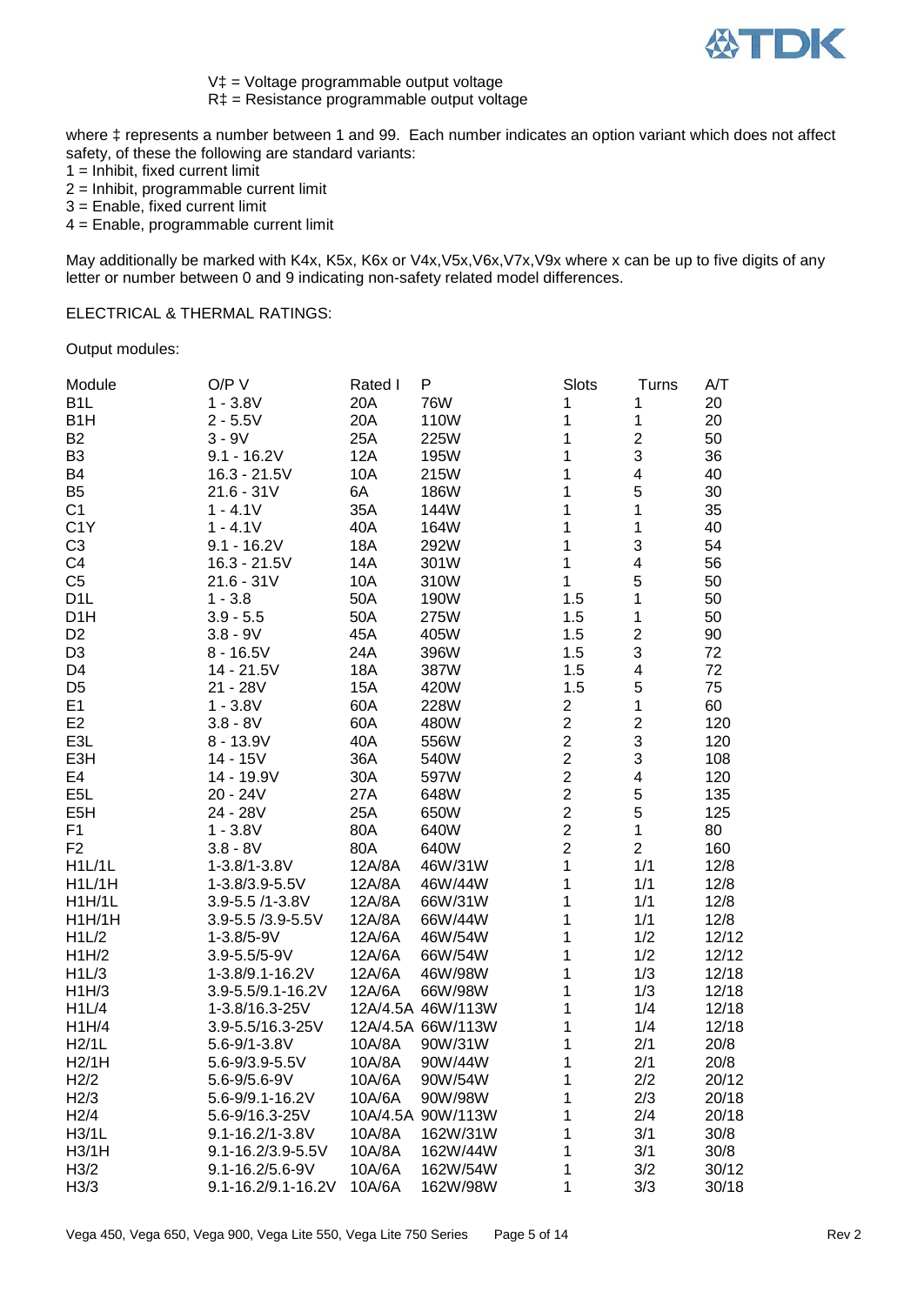V‡ = Voltage programmable output voltage
R‡ = Resistance programmable output voltage

where ‡ represents a number between 1 and 99. Each number indicates an option variant which does not affect safety, of these the following are standard variants:
1 = Inhibit, fixed current limit
2 = Inhibit, programmable current limit
3 = Enable, fixed current limit
4 = Enable, programmable current limit

May additionally be marked with K4x, K5x, K6x or V4x,V5x,V6x,V7x,V9x where x can be up to five digits of any letter or number between 0 and 9 indicating non-safety related model differences.

ELECTRICAL & THERMAL RATINGS:

Output modules:

| Module | O/P V | Rated I | P | Slots | Turns | A/T |
|---|---|---|---|---|---|---|
| B1L | 1 - 3.8V | 20A | 76W | 1 | 1 | 20 |
| B1H | 2 - 5.5V | 20A | 110W | 1 | 1 | 20 |
| B2 | 3 - 9V | 25A | 225W | 1 | 2 | 50 |
| B3 | 9.1 - 16.2V | 12A | 195W | 1 | 3 | 36 |
| B4 | 16.3 - 21.5V | 10A | 215W | 1 | 4 | 40 |
| B5 | 21.6 - 31V | 6A | 186W | 1 | 5 | 30 |
| C1 | 1 - 4.1V | 35A | 144W | 1 | 1 | 35 |
| C1Y | 1 - 4.1V | 40A | 164W | 1 | 1 | 40 |
| C3 | 9.1 - 16.2V | 18A | 292W | 1 | 3 | 54 |
| C4 | 16.3 - 21.5V | 14A | 301W | 1 | 4 | 56 |
| C5 | 21.6 - 31V | 10A | 310W | 1 | 5 | 50 |
| D1L | 1 - 3.8 | 50A | 190W | 1.5 | 1 | 50 |
| D1H | 3.9 - 5.5 | 50A | 275W | 1.5 | 1 | 50 |
| D2 | 3.8 - 9V | 45A | 405W | 1.5 | 2 | 90 |
| D3 | 8 - 16.5V | 24A | 396W | 1.5 | 3 | 72 |
| D4 | 14 - 21.5V | 18A | 387W | 1.5 | 4 | 72 |
| D5 | 21 - 28V | 15A | 420W | 1.5 | 5 | 75 |
| E1 | 1 - 3.8V | 60A | 228W | 2 | 1 | 60 |
| E2 | 3.8 - 8V | 60A | 480W | 2 | 2 | 120 |
| E3L | 8 - 13.9V | 40A | 556W | 2 | 3 | 120 |
| E3H | 14 - 15V | 36A | 540W | 2 | 3 | 108 |
| E4 | 14 - 19.9V | 30A | 597W | 2 | 4 | 120 |
| E5L | 20 - 24V | 27A | 648W | 2 | 5 | 135 |
| E5H | 24 - 28V | 25A | 650W | 2 | 5 | 125 |
| F1 | 1 - 3.8V | 80A | 640W | 2 | 1 | 80 |
| F2 | 3.8 - 8V | 80A | 640W | 2 | 2 | 160 |
| H1L/1L | 1-3.8/1-3.8V | 12A/8A | 46W/31W | 1 | 1/1 | 12/8 |
| H1L/1H | 1-3.8/3.9-5.5V | 12A/8A | 46W/44W | 1 | 1/1 | 12/8 |
| H1H/1L | 3.9-5.5 /1-3.8V | 12A/8A | 66W/31W | 1 | 1/1 | 12/8 |
| H1H/1H | 3.9-5.5 /3.9-5.5V | 12A/8A | 66W/44W | 1 | 1/1 | 12/8 |
| H1L/2 | 1-3.8/5-9V | 12A/6A | 46W/54W | 1 | 1/2 | 12/12 |
| H1H/2 | 3.9-5.5/5-9V | 12A/6A | 66W/54W | 1 | 1/2 | 12/12 |
| H1L/3 | 1-3.8/9.1-16.2V | 12A/6A | 46W/98W | 1 | 1/3 | 12/18 |
| H1H/3 | 3.9-5.5/9.1-16.2V | 12A/6A | 66W/98W | 1 | 1/3 | 12/18 |
| H1L/4 | 1-3.8/16.3-25V | 12A/4.5A | 46W/113W | 1 | 1/4 | 12/18 |
| H1H/4 | 3.9-5.5/16.3-25V | 12A/4.5A | 66W/113W | 1 | 1/4 | 12/18 |
| H2/1L | 5.6-9/1-3.8V | 10A/8A | 90W/31W | 1 | 2/1 | 20/8 |
| H2/1H | 5.6-9/3.9-5.5V | 10A/8A | 90W/44W | 1 | 2/1 | 20/8 |
| H2/2 | 5.6-9/5.6-9V | 10A/6A | 90W/54W | 1 | 2/2 | 20/12 |
| H2/3 | 5.6-9/9.1-16.2V | 10A/6A | 90W/98W | 1 | 2/3 | 20/18 |
| H2/4 | 5.6-9/16.3-25V | 10A/4.5A | 90W/113W | 1 | 2/4 | 20/18 |
| H3/1L | 9.1-16.2/1-3.8V | 10A/8A | 162W/31W | 1 | 3/1 | 30/8 |
| H3/1H | 9.1-16.2/3.9-5.5V | 10A/8A | 162W/44W | 1 | 3/1 | 30/8 |
| H3/2 | 9.1-16.2/5.6-9V | 10A/6A | 162W/54W | 1 | 3/2 | 30/12 |
| H3/3 | 9.1-16.2/9.1-16.2V | 10A/6A | 162W/98W | 1 | 3/3 | 30/18 |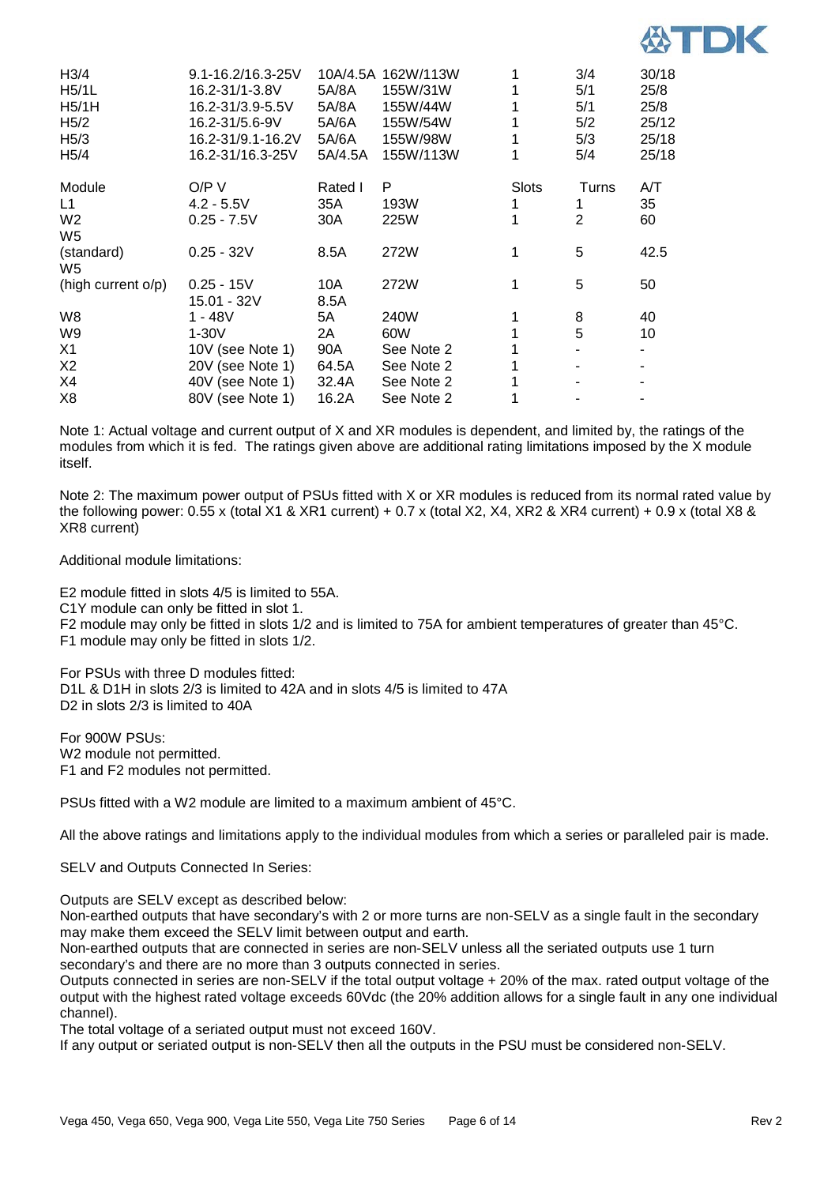| | | | | | | |
|---|---|---|---|---|---|---|
| H3/4 | 9.1-16.2/16.3-25V | 10A/4.5A | 162W/113W | 1 | 3/4 | 30/18 |
| H5/1L | 16.2-31/1-3.8V | 5A/8A | 155W/31W | 1 | 5/1 | 25/8 |
| H5/1H | 16.2-31/3.9-5.5V | 5A/8A | 155W/44W | 1 | 5/1 | 25/8 |
| H5/2 | 16.2-31/5.6-9V | 5A/6A | 155W/54W | 1 | 5/2 | 25/12 |
| H5/3 | 16.2-31/9.1-16.2V | 5A/6A | 155W/98W | 1 | 5/3 | 25/18 |
| H5/4 | 16.2-31/16.3-25V | 5A/4.5A | 155W/113W | 1 | 5/4 | 25/18 |

| Module | O/P V | Rated I | P | Slots | Turns | A/T |
|---|---|---|---|---|---|---|
| L1 | 4.2 - 5.5V | 35A | 193W | 1 | 1 | 35 |
| W2 | 0.25 - 7.5V | 30A | 225W | 1 | 2 | 60 |
| W5 (standard) | 0.25 - 32V | 8.5A | 272W | 1 | 5 | 42.5 |
| W5 (high current o/p) | 0.25 - 15V<br>15.01 - 32V | 10A<br>8.5A | 272W | 1 | 5 | 50 |
| W8 | 1 - 48V | 5A | 240W | 1 | 8 | 40 |
| W9 | 1-30V | 2A | 60W | 1 | 5 | 10 |
| X1 | 10V (see Note 1) | 90A | See Note 2 | 1 | - | - |
| X2 | 20V (see Note 1) | 64.5A | See Note 2 | 1 | - | - |
| X4 | 40V (see Note 1) | 32.4A | See Note 2 | 1 | - | - |
| X8 | 80V (see Note 1) | 16.2A | See Note 2 | 1 | - | - |

Note 1: Actual voltage and current output of X and XR modules is dependent, and limited by, the ratings of the modules from which it is fed. The ratings given above are additional rating limitations imposed by the X module itself.

Note 2: The maximum power output of PSUs fitted with X or XR modules is reduced from its normal rated value by the following power: 0.55 x (total X1 & XR1 current) + 0.7 x (total X2, X4, XR2 & XR4 current) + 0.9 x (total X8 & XR8 current)

Additional module limitations:

E2 module fitted in slots 4/5 is limited to 55A.
C1Y module can only be fitted in slot 1.
F2 module may only be fitted in slots 1/2 and is limited to 75A for ambient temperatures of greater than 45°C.
F1 module may only be fitted in slots 1/2.

For PSUs with three D modules fitted:
D1L & D1H in slots 2/3 is limited to 42A and in slots 4/5 is limited to 47A
D2 in slots 2/3 is limited to 40A

For 900W PSUs:
W2 module not permitted.
F1 and F2 modules not permitted.

PSUs fitted with a W2 module are limited to a maximum ambient of 45°C.

All the above ratings and limitations apply to the individual modules from which a series or paralleled pair is made.

SELV and Outputs Connected In Series:

Outputs are SELV except as described below:
Non-earthed outputs that have secondary's with 2 or more turns are non-SELV as a single fault in the secondary may make them exceed the SELV limit between output and earth.
Non-earthed outputs that are connected in series are non-SELV unless all the seriated outputs use 1 turn secondary's and there are no more than 3 outputs connected in series.
Outputs connected in series are non-SELV if the total output voltage + 20% of the max. rated output voltage of the output with the highest rated voltage exceeds 60Vdc (the 20% addition allows for a single fault in any one individual channel).
The total voltage of a seriated output must not exceed 160V.
If any output or seriated output is non-SELV then all the outputs in the PSU must be considered non-SELV.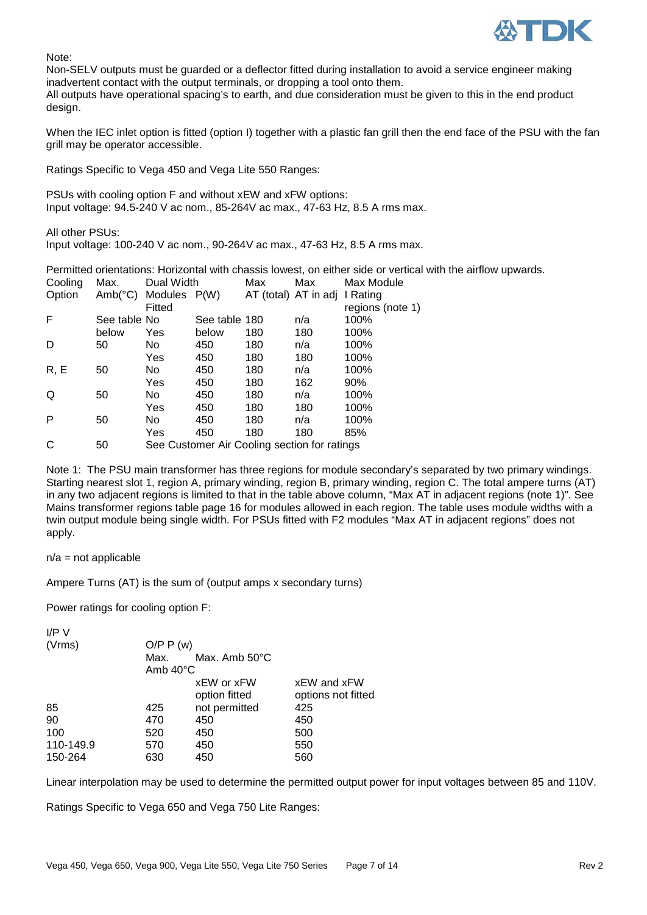Note:
Non-SELV outputs must be guarded or a deflector fitted during installation to avoid a service engineer making inadvertent contact with the output terminals, or dropping a tool onto them.
All outputs have operational spacing's to earth, and due consideration must be given to this in the end product design.

When the IEC inlet option is fitted (option I) together with a plastic fan grill then the end face of the PSU with the fan grill may be operator accessible.

Ratings Specific to Vega 450 and Vega Lite 550 Ranges:

PSUs with cooling option F and without xEW and xFW options:
Input voltage: 94.5-240 V ac nom., 85-264V ac max., 47-63 Hz, 8.5 A rms max.

All other PSUs:
Input voltage: 100-240 V ac nom., 90-264V ac max., 47-63 Hz, 8.5 A rms max.

Permitted orientations: Horizontal with chassis lowest, on either side or vertical with the airflow upwards.

| Cooling Option | Max. Amb(°C) | Dual Width Modules Fitted | P(W) | Max AT (total) | Max AT in adj | Max Module I Rating regions (note 1) |
|---|---|---|---|---|---|---|
| F | See table below | No | See table below | 180 | n/a | 100% |
| | | Yes | | 180 | 180 | 100% |
| D | 50 | No | 450 | 180 | n/a | 100% |
| | | Yes | 450 | 180 | 180 | 100% |
| R, E | 50 | No | 450 | 180 | n/a | 100% |
| | | Yes | 450 | 180 | 162 | 90% |
| Q | 50 | No | 450 | 180 | n/a | 100% |
| | | Yes | 450 | 180 | 180 | 100% |
| P | 50 | No | 450 | 180 | n/a | 100% |
| | | Yes | 450 | 180 | 180 | 85% |
| C | 50 | See Customer Air Cooling section for ratings | | | | |

Note 1: The PSU main transformer has three regions for module secondary's separated by two primary windings. Starting nearest slot 1, region A, primary winding, region B, primary winding, region C. The total ampere turns (AT) in any two adjacent regions is limited to that in the table above column, "Max AT in adjacent regions (note 1)". See Mains transformer regions table page 16 for modules allowed in each region. The table uses module widths with a twin output module being single width. For PSUs fitted with F2 modules "Max AT in adjacent regions" does not apply.

n/a = not applicable

Ampere Turns (AT) is the sum of (output amps x secondary turns)

Power ratings for cooling option F:

| I/P V (Vrms) | O/P P (w) Max. Amb 40°C | Max. Amb 50°C xEW or xFW option fitted | Max. Amb 50°C xEW and xFW options not fitted |
|---|---|---|---|
| 85 | 425 | not permitted | 425 |
| 90 | 470 | 450 | 450 |
| 100 | 520 | 450 | 500 |
| 110-149.9 | 570 | 450 | 550 |
| 150-264 | 630 | 450 | 560 |

Linear interpolation may be used to determine the permitted output power for input voltages between 85 and 110V.

Ratings Specific to Vega 650 and Vega 750 Lite Ranges: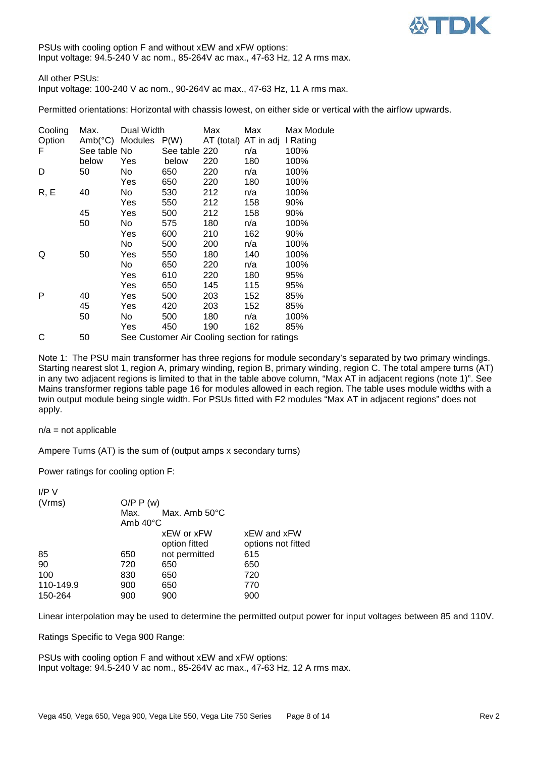PSUs with cooling option F and without xEW and xFW options:
Input voltage: 94.5-240 V ac nom., 85-264V ac max., 47-63 Hz, 12 A rms max.

All other PSUs:
Input voltage: 100-240 V ac nom., 90-264V ac max., 47-63 Hz, 11 A rms max.

Permitted orientations: Horizontal with chassis lowest, on either side or vertical with the airflow upwards.

| Cooling Option | Max. Amb(°C) | Dual Width Modules | P(W) | Max AT (total) | Max AT in adj | Max Module I Rating |
|---|---|---|---|---|---|---|
| F | See table below | No | See table below | 220 | n/a | 100% |
| | | Yes | | 220 | 180 | 100% |
| D | 50 | No | 650 | 220 | n/a | 100% |
| | | Yes | 650 | 220 | 180 | 100% |
| R, E | 40 | No | 530 | 212 | n/a | 100% |
| | | Yes | 550 | 212 | 158 | 90% |
| | 45 | Yes | 500 | 212 | 158 | 90% |
| | 50 | No | 575 | 180 | n/a | 100% |
| | | Yes | 600 | 210 | 162 | 90% |
| | | No | 500 | 200 | n/a | 100% |
| Q | 50 | Yes | 550 | 180 | 140 | 100% |
| | | No | 650 | 220 | n/a | 100% |
| | | Yes | 610 | 220 | 180 | 95% |
| | | Yes | 650 | 145 | 115 | 95% |
| P | 40 | Yes | 500 | 203 | 152 | 85% |
| | 45 | Yes | 420 | 203 | 152 | 85% |
| | 50 | No | 500 | 180 | n/a | 100% |
| | | Yes | 450 | 190 | 162 | 85% |
| C | 50 | See Customer Air Cooling section for ratings | | | | |

Note 1: The PSU main transformer has three regions for module secondary's separated by two primary windings. Starting nearest slot 1, region A, primary winding, region B, primary winding, region C. The total ampere turns (AT) in any two adjacent regions is limited to that in the table above column, "Max AT in adjacent regions (note 1)". See Mains transformer regions table page 16 for modules allowed in each region. The table uses module widths with a twin output module being single width. For PSUs fitted with F2 modules "Max AT in adjacent regions" does not apply.

n/a = not applicable

Ampere Turns (AT) is the sum of (output amps x secondary turns)

Power ratings for cooling option F:

| I/P V (Vrms) | O/P P (w) Max. Amb 40°C | Max. Amb 50°C xEW or xFW option fitted | Max. Amb 50°C xEW and xFW options not fitted |
|---|---|---|---|
| 85 | 650 | not permitted | 615 |
| 90 | 720 | 650 | 650 |
| 100 | 830 | 650 | 720 |
| 110-149.9 | 900 | 650 | 770 |
| 150-264 | 900 | 900 | 900 |

Linear interpolation may be used to determine the permitted output power for input voltages between 85 and 110V.

Ratings Specific to Vega 900 Range:

PSUs with cooling option F and without xEW and xFW options:
Input voltage: 94.5-240 V ac nom., 85-264V ac max., 47-63 Hz, 12 A rms max.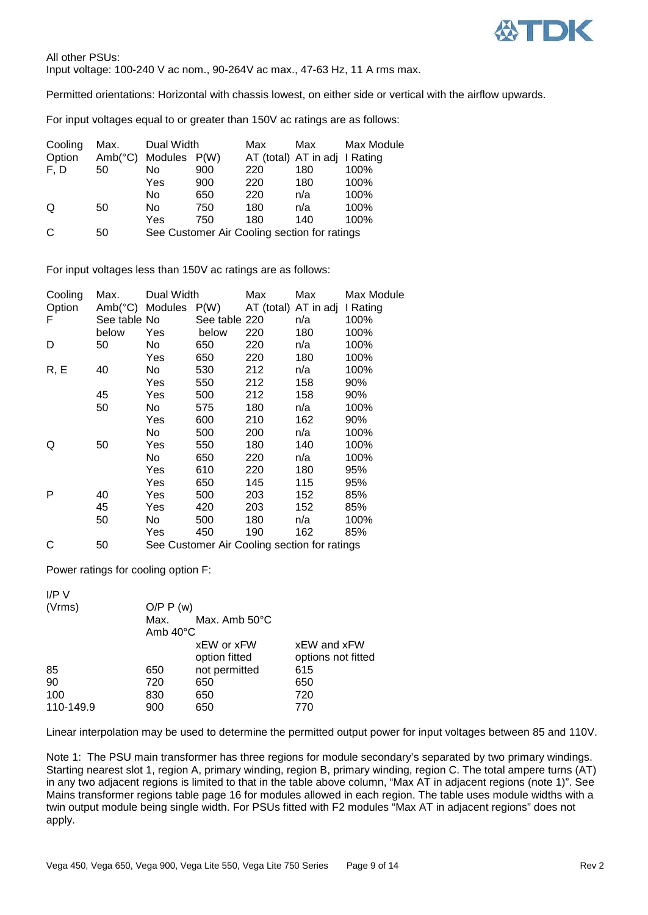All other PSUs:
Input voltage: 100-240 V ac nom., 90-264V ac max., 47-63 Hz, 11 A rms max.

Permitted orientations: Horizontal with chassis lowest, on either side or vertical with the airflow upwards.

For input voltages equal to or greater than 150V ac ratings are as follows:

| Cooling Option | Max. Amb(°C) | Dual Width Modules | P(W) | Max AT (total) | Max AT in adj | Max Module I Rating |
|---|---|---|---|---|---|---|
| F, D | 50 | No | 900 | 220 | 180 | 100% |
| | | Yes | 900 | 220 | 180 | 100% |
| | | No | 650 | 220 | n/a | 100% |
| Q | 50 | No | 750 | 180 | n/a | 100% |
| | | Yes | 750 | 180 | 140 | 100% |
| C | 50 | See Customer Air Cooling section for ratings | | | | |

For input voltages less than 150V ac ratings are as follows:

| Cooling Option | Max. Amb(°C) | Dual Width Modules | P(W) | Max AT (total) | Max AT in adj | Max Module I Rating |
|---|---|---|---|---|---|---|
| F | See table below | No | See table below | 220 | n/a | 100% |
| | | Yes | | 220 | 180 | 100% |
| D | 50 | No | 650 | 220 | n/a | 100% |
| | | Yes | 650 | 220 | 180 | 100% |
| R, E | 40 | No | 530 | 212 | n/a | 100% |
| | | Yes | 550 | 212 | 158 | 90% |
| | 45 | Yes | 500 | 212 | 158 | 90% |
| | 50 | No | 575 | 180 | n/a | 100% |
| | | Yes | 600 | 210 | 162 | 90% |
| | | No | 500 | 200 | n/a | 100% |
| Q | 50 | Yes | 550 | 180 | 140 | 100% |
| | | No | 650 | 220 | n/a | 100% |
| | | Yes | 610 | 220 | 180 | 95% |
| | | Yes | 650 | 145 | 115 | 95% |
| P | 40 | Yes | 500 | 203 | 152 | 85% |
| | 45 | Yes | 420 | 203 | 152 | 85% |
| | 50 | No | 500 | 180 | n/a | 100% |
| | | Yes | 450 | 190 | 162 | 85% |
| C | 50 | See Customer Air Cooling section for ratings | | | | |

Power ratings for cooling option F:

| I/P V (Vrms) | O/P P (w) Max. Amb 40°C | Max. Amb 50°C xEW or xFW option fitted | Max. Amb 50°C xEW and xFW options not fitted |
|---|---|---|---|
| 85 | 650 | not permitted | 615 |
| 90 | 720 | 650 | 650 |
| 100 | 830 | 650 | 720 |
| 110-149.9 | 900 | 650 | 770 |

Linear interpolation may be used to determine the permitted output power for input voltages between 85 and 110V.

Note 1: The PSU main transformer has three regions for module secondary's separated by two primary windings. Starting nearest slot 1, region A, primary winding, region B, primary winding, region C. The total ampere turns (AT) in any two adjacent regions is limited to that in the table above column, "Max AT in adjacent regions (note 1)". See Mains transformer regions table page 16 for modules allowed in each region. The table uses module widths with a twin output module being single width. For PSUs fitted with F2 modules "Max AT in adjacent regions" does not apply.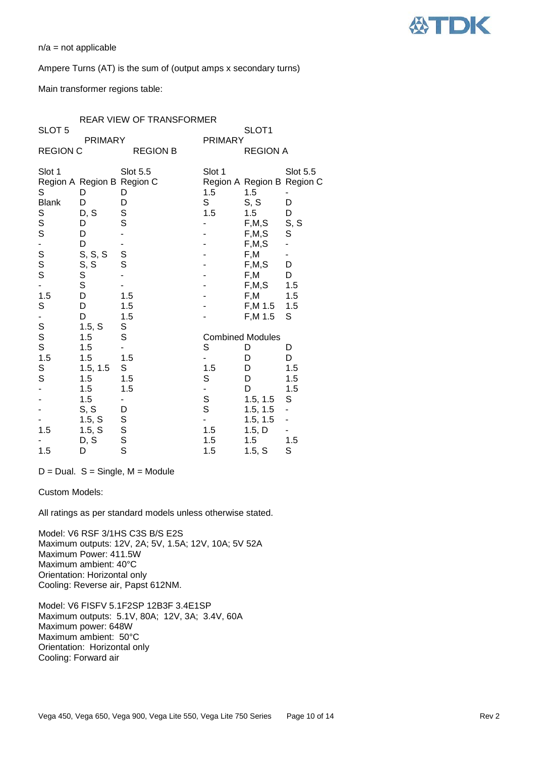n/a = not applicable

Ampere Turns (AT) is the sum of (output amps x secondary turns)

Main transformer regions table:

REAR VIEW OF TRANSFORMER

| SLOT 5 | | | SLOT1 | | |
|---|---|---|---|---|---|
| PRIMARY | | | PRIMARY | | |
| REGION C | REGION B | | REGION A | | |
| Slot 1 | | Slot 5.5 | Slot 1 | | Slot 5.5 |
| Region A | Region B | Region C | Region A | Region B | Region C |
| S | D | D | 1.5 | 1.5 | - |
| Blank | D | D | S | S, S | D |
| S | D, S | S | 1.5 | 1.5 | D |
| S | D | S | - | F,M,S | S, S |
| S | D | - | - | F,M,S | S |
| - | D | - | - | F,M,S | - |
| S | S, S, S | S | - | F,M | - |
| S | S, S | S | - | F,M,S | D |
| S | S | - | - | F,M | D |
| - | S | - | - | F,M,S | 1.5 |
| 1.5 | D | 1.5 | - | F,M | 1.5 |
| S | D | 1.5 | - | F,M 1.5 | 1.5 |
| - | D | 1.5 | - | F,M 1.5 | S |
| S | 1.5, S | S | | | |
| S | 1.5 | S | Combined Modules | | |
| S | 1.5 | - | S | D | D |
| 1.5 | 1.5 | 1.5 | - | D | D |
| S | 1.5, 1.5 | S | 1.5 | D | 1.5 |
| S | 1.5 | 1.5 | S | D | 1.5 |
| - | 1.5 | 1.5 | - | D | 1.5 |
| - | 1.5 | - | S | 1.5, 1.5 | S |
| - | S, S | D | S | 1.5, 1.5 | - |
| - | 1.5, S | S | - | 1.5, 1.5 | - |
| 1.5 | 1.5, S | S | 1.5 | 1.5, D | - |
| - | D, S | S | 1.5 | 1.5 | 1.5 |
| 1.5 | D | S | 1.5 | 1.5, S | S |

D = Dual. S = Single, M = Module

Custom Models:

All ratings as per standard models unless otherwise stated.

Model: V6 RSF 3/1HS C3S B/S E2S
Maximum outputs: 12V, 2A; 5V, 1.5A; 12V, 10A; 5V 52A
Maximum Power: 411.5W
Maximum ambient: 40°C
Orientation: Horizontal only
Cooling: Reverse air, Papst 612NM.

Model: V6 FISFV 5.1F2SP 12B3F 3.4E1SP
Maximum outputs: 5.1V, 80A; 12V, 3A; 3.4V, 60A
Maximum power: 648W
Maximum ambient: 50°C
Orientation: Horizontal only
Cooling: Forward air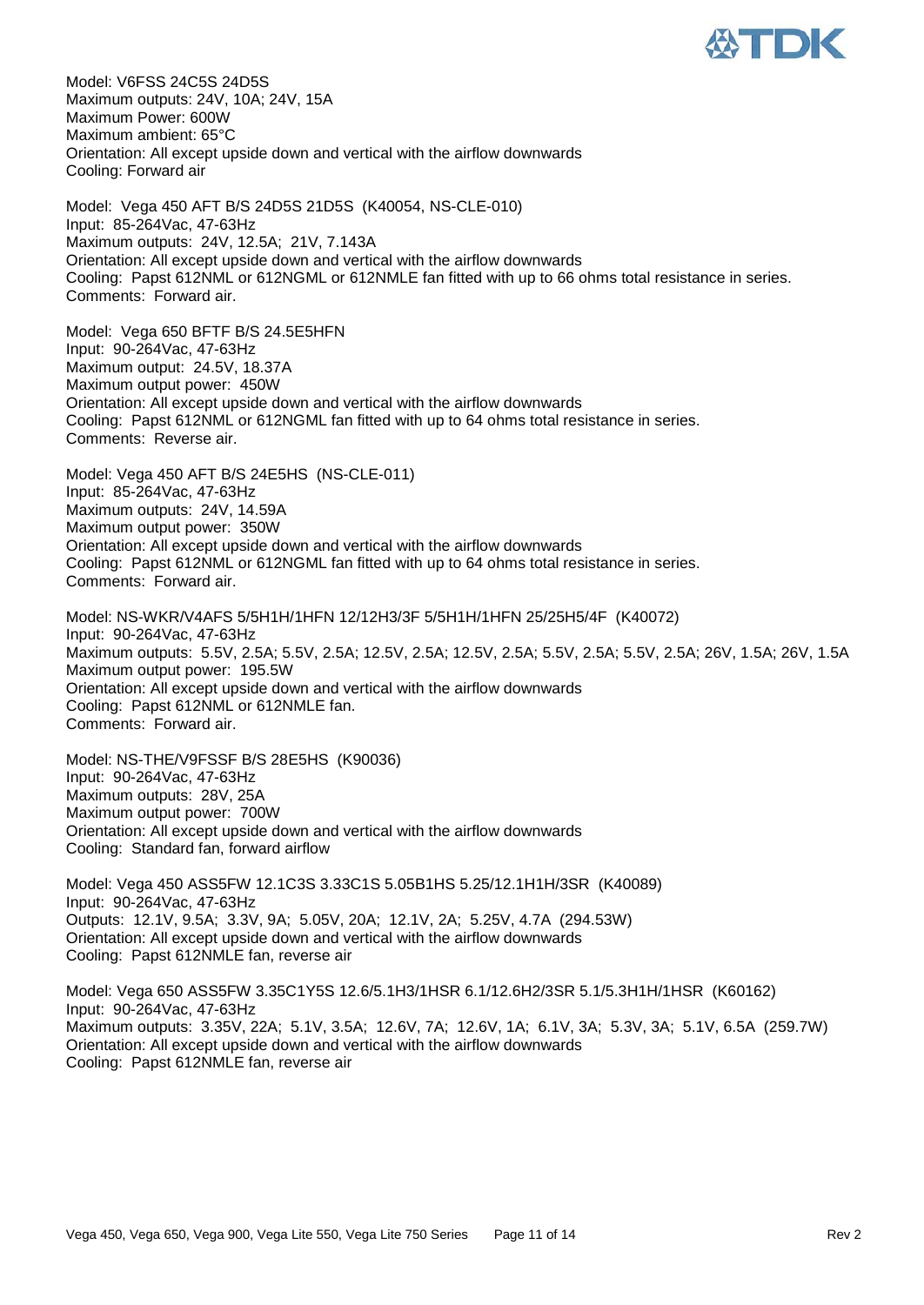Model: V6FSS 24C5S 24D5S
Maximum outputs: 24V, 10A; 24V, 15A
Maximum Power: 600W
Maximum ambient: 65°C
Orientation: All except upside down and vertical with the airflow downwards
Cooling: Forward air

Model: Vega 450 AFT B/S 24D5S 21D5S (K40054, NS-CLE-010)
Input: 85-264Vac, 47-63Hz
Maximum outputs: 24V, 12.5A; 21V, 7.143A
Orientation: All except upside down and vertical with the airflow downwards
Cooling: Papst 612NML or 612NGML or 612NMLE fan fitted with up to 66 ohms total resistance in series.
Comments: Forward air.

Model: Vega 650 BFTF B/S 24.5E5HFN
Input: 90-264Vac, 47-63Hz
Maximum output: 24.5V, 18.37A
Maximum output power: 450W
Orientation: All except upside down and vertical with the airflow downwards
Cooling: Papst 612NML or 612NGML fan fitted with up to 64 ohms total resistance in series.
Comments: Reverse air.

Model: Vega 450 AFT B/S 24E5HS (NS-CLE-011)
Input: 85-264Vac, 47-63Hz
Maximum outputs: 24V, 14.59A
Maximum output power: 350W
Orientation: All except upside down and vertical with the airflow downwards
Cooling: Papst 612NML or 612NGML fan fitted with up to 64 ohms total resistance in series.
Comments: Forward air.

Model: NS-WKR/V4AFS 5/5H1H/1HFN 12/12H3/3F 5/5H1H/1HFN 25/25H5/4F (K40072)
Input: 90-264Vac, 47-63Hz
Maximum outputs: 5.5V, 2.5A; 5.5V, 2.5A; 12.5V, 2.5A; 12.5V, 2.5A; 5.5V, 2.5A; 5.5V, 2.5A; 26V, 1.5A; 26V, 1.5A
Maximum output power: 195.5W
Orientation: All except upside down and vertical with the airflow downwards
Cooling: Papst 612NML or 612NMLE fan.
Comments: Forward air.

Model: NS-THE/V9FSSF B/S 28E5HS (K90036)
Input: 90-264Vac, 47-63Hz
Maximum outputs: 28V, 25A
Maximum output power: 700W
Orientation: All except upside down and vertical with the airflow downwards
Cooling: Standard fan, forward airflow

Model: Vega 450 ASS5FW 12.1C3S 3.33C1S 5.05B1HS 5.25/12.1H1H/3SR (K40089)
Input: 90-264Vac, 47-63Hz
Outputs: 12.1V, 9.5A; 3.3V, 9A; 5.05V, 20A; 12.1V, 2A; 5.25V, 4.7A (294.53W)
Orientation: All except upside down and vertical with the airflow downwards
Cooling: Papst 612NMLE fan, reverse air

Model: Vega 650 ASS5FW 3.35C1Y5S 12.6/5.1H3/1HSR 6.1/12.6H2/3SR 5.1/5.3H1H/1HSR (K60162)
Input: 90-264Vac, 47-63Hz
Maximum outputs: 3.35V, 22A; 5.1V, 3.5A; 12.6V, 7A; 12.6V, 1A; 6.1V, 3A; 5.3V, 3A; 5.1V, 6.5A (259.7W)
Orientation: All except upside down and vertical with the airflow downwards
Cooling: Papst 612NMLE fan, reverse air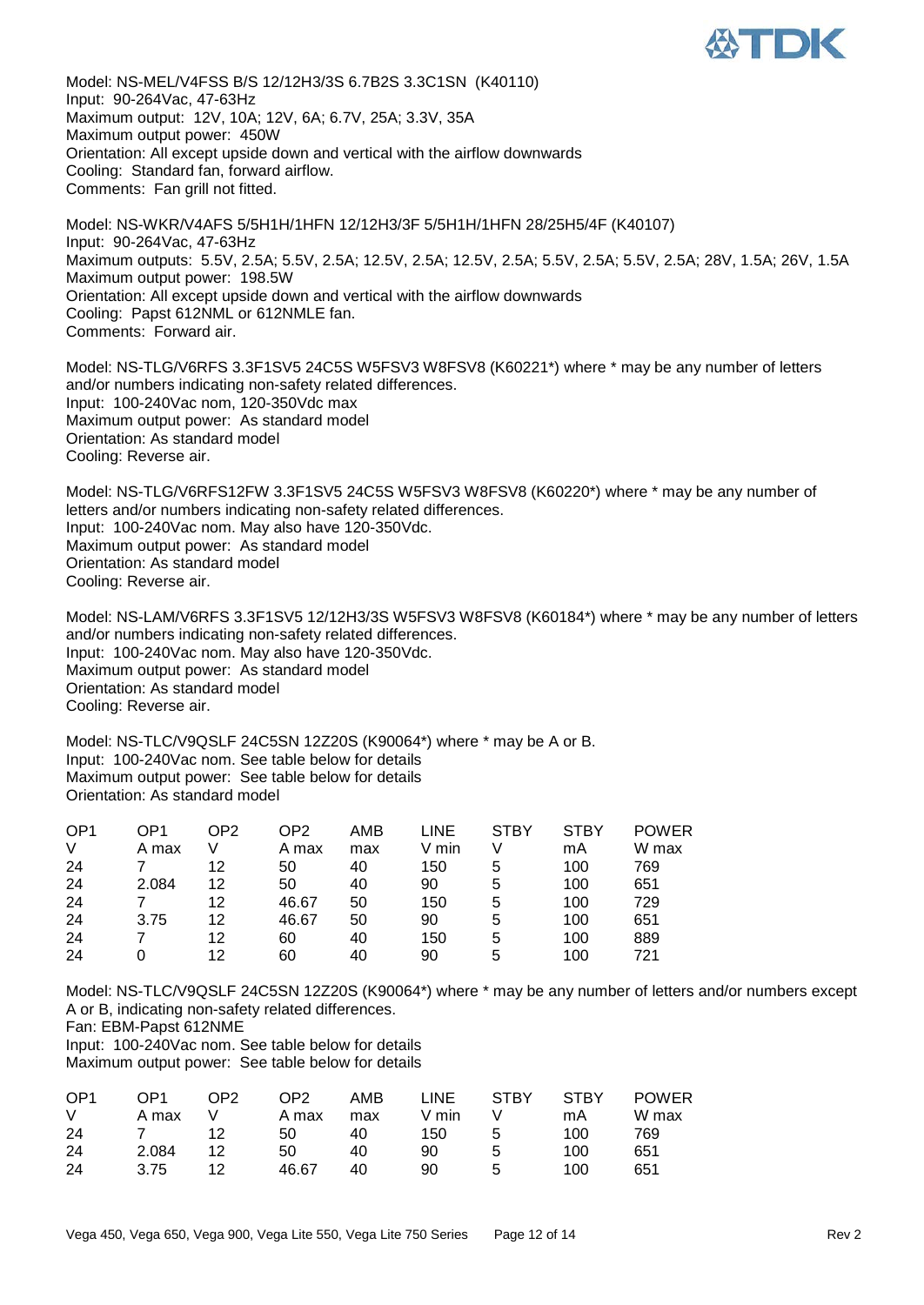Model: NS-MEL/V4FSS B/S 12/12H3/3S 6.7B2S 3.3C1SN (K40110)
Input: 90-264Vac, 47-63Hz
Maximum output: 12V, 10A; 12V, 6A; 6.7V, 25A; 3.3V, 35A
Maximum output power: 450W
Orientation: All except upside down and vertical with the airflow downwards
Cooling: Standard fan, forward airflow.
Comments: Fan grill not fitted.

Model: NS-WKR/V4AFS 5/5H1H/1HFN 12/12H3/3F 5/5H1H/1HFN 28/25H5/4F (K40107)
Input: 90-264Vac, 47-63Hz
Maximum outputs: 5.5V, 2.5A; 5.5V, 2.5A; 12.5V, 2.5A; 12.5V, 2.5A; 5.5V, 2.5A; 5.5V, 2.5A; 28V, 1.5A; 26V, 1.5A
Maximum output power: 198.5W
Orientation: All except upside down and vertical with the airflow downwards
Cooling: Papst 612NML or 612NMLE fan.
Comments: Forward air.

Model: NS-TLG/V6RFS 3.3F1SV5 24C5S W5FSV3 W8FSV8 (K60221*) where * may be any number of letters and/or numbers indicating non-safety related differences.
Input: 100-240Vac nom, 120-350Vdc max
Maximum output power: As standard model
Orientation: As standard model
Cooling: Reverse air.

Model: NS-TLG/V6RFS12FW 3.3F1SV5 24C5S W5FSV3 W8FSV8 (K60220*) where * may be any number of letters and/or numbers indicating non-safety related differences.
Input: 100-240Vac nom. May also have 120-350Vdc.
Maximum output power: As standard model
Orientation: As standard model
Cooling: Reverse air.

Model: NS-LAM/V6RFS 3.3F1SV5 12/12H3/3S W5FSV3 W8FSV8 (K60184*) where * may be any number of letters and/or numbers indicating non-safety related differences.
Input: 100-240Vac nom. May also have 120-350Vdc.
Maximum output power: As standard model
Orientation: As standard model
Cooling: Reverse air.

Model: NS-TLC/V9QSLF 24C5SN 12Z20S (K90064*) where * may be A or B.
Input: 100-240Vac nom. See table below for details
Maximum output power: See table below for details
Orientation: As standard model

| OP1 V | OP1 A max | OP2 V | OP2 A max | AMB max | LINE V min | STBY V | STBY mA | POWER W max |
|---|---|---|---|---|---|---|---|---|
| 24 | 7 | 12 | 50 | 40 | 150 | 5 | 100 | 769 |
| 24 | 2.084 | 12 | 50 | 40 | 90 | 5 | 100 | 651 |
| 24 | 7 | 12 | 46.67 | 50 | 150 | 5 | 100 | 729 |
| 24 | 3.75 | 12 | 46.67 | 50 | 90 | 5 | 100 | 651 |
| 24 | 7 | 12 | 60 | 40 | 150 | 5 | 100 | 889 |
| 24 | 0 | 12 | 60 | 40 | 90 | 5 | 100 | 721 |

Model: NS-TLC/V9QSLF 24C5SN 12Z20S (K90064*) where * may be any number of letters and/or numbers except A or B, indicating non-safety related differences.
Fan: EBM-Papst 612NME
Input: 100-240Vac nom. See table below for details
Maximum output power: See table below for details

| OP1 V | OP1 A max | OP2 V | OP2 A max | AMB max | LINE V min | STBY V | STBY mA | POWER W max |
|---|---|---|---|---|---|---|---|---|
| 24 | 7 | 12 | 50 | 40 | 150 | 5 | 100 | 769 |
| 24 | 2.084 | 12 | 50 | 40 | 90 | 5 | 100 | 651 |
| 24 | 3.75 | 12 | 46.67 | 40 | 90 | 5 | 100 | 651 |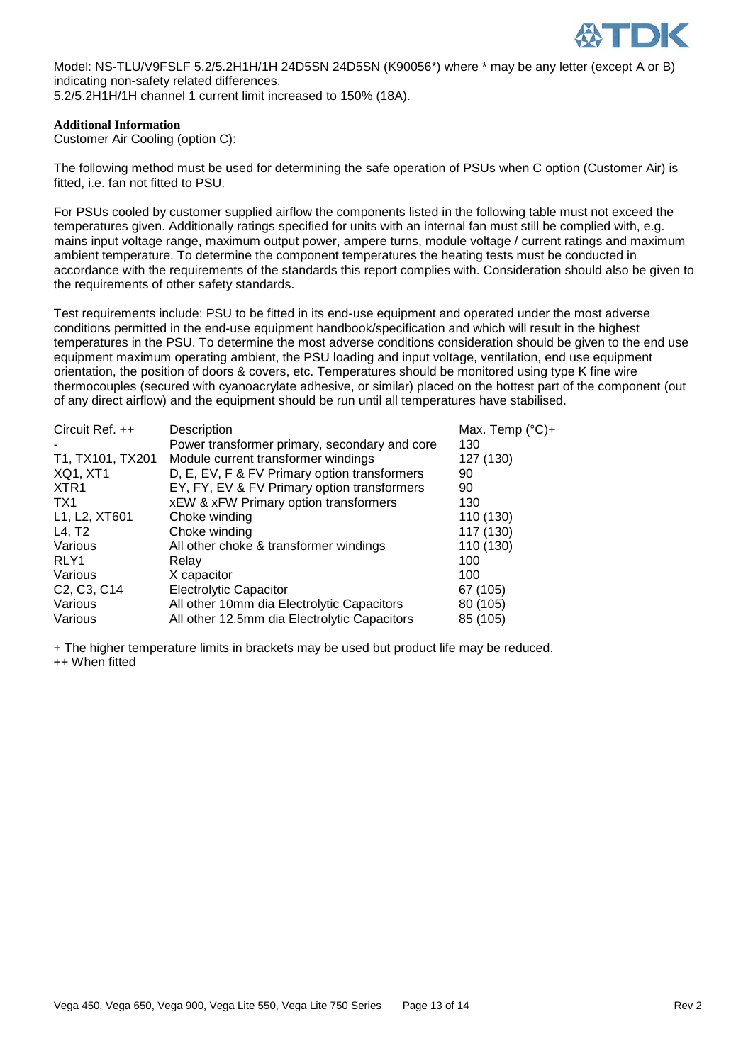Model: NS-TLU/V9FSLF 5.2/5.2H1H/1H 24D5SN 24D5SN (K90056*) where * may be any letter (except A or B) indicating non-safety related differences.
5.2/5.2H1H/1H channel 1 current limit increased to 150% (18A).

**Additional Information**
Customer Air Cooling (option C):

The following method must be used for determining the safe operation of PSUs when C option (Customer Air) is fitted, i.e. fan not fitted to PSU.

For PSUs cooled by customer supplied airflow the components listed in the following table must not exceed the temperatures given. Additionally ratings specified for units with an internal fan must still be complied with, e.g. mains input voltage range, maximum output power, ampere turns, module voltage / current ratings and maximum ambient temperature. To determine the component temperatures the heating tests must be conducted in accordance with the requirements of the standards this report complies with. Consideration should also be given to the requirements of other safety standards.

Test requirements include: PSU to be fitted in its end-use equipment and operated under the most adverse conditions permitted in the end-use equipment handbook/specification and which will result in the highest temperatures in the PSU. To determine the most adverse conditions consideration should be given to the end use equipment maximum operating ambient, the PSU loading and input voltage, ventilation, end use equipment orientation, the position of doors & covers, etc. Temperatures should be monitored using type K fine wire thermocouples (secured with cyanoacrylate adhesive, or similar) placed on the hottest part of the component (out of any direct airflow) and the equipment should be run until all temperatures have stabilised.

| Circuit Ref. ++ | Description | Max. Temp (°C)+ |
|---|---|---|
| - | Power transformer primary, secondary and core | 130 |
| T1, TX101, TX201 | Module current transformer windings | 127 (130) |
| XQ1, XT1 | D, E, EV, F & FV Primary option transformers | 90 |
| XTR1 | EY, FY, EV & FV Primary option transformers | 90 |
| TX1 | xEW & xFW Primary option transformers | 130 |
| L1, L2, XT601 | Choke winding | 110 (130) |
| L4, T2 | Choke winding | 117 (130) |
| Various | All other choke & transformer windings | 110 (130) |
| RLY1 | Relay | 100 |
| Various | X capacitor | 100 |
| C2, C3, C14 | Electrolytic Capacitor | 67 (105) |
| Various | All other 10mm dia Electrolytic Capacitors | 80 (105) |
| Various | All other 12.5mm dia Electrolytic Capacitors | 85 (105) |

+ The higher temperature limits in brackets may be used but product life may be reduced.
++ When fitted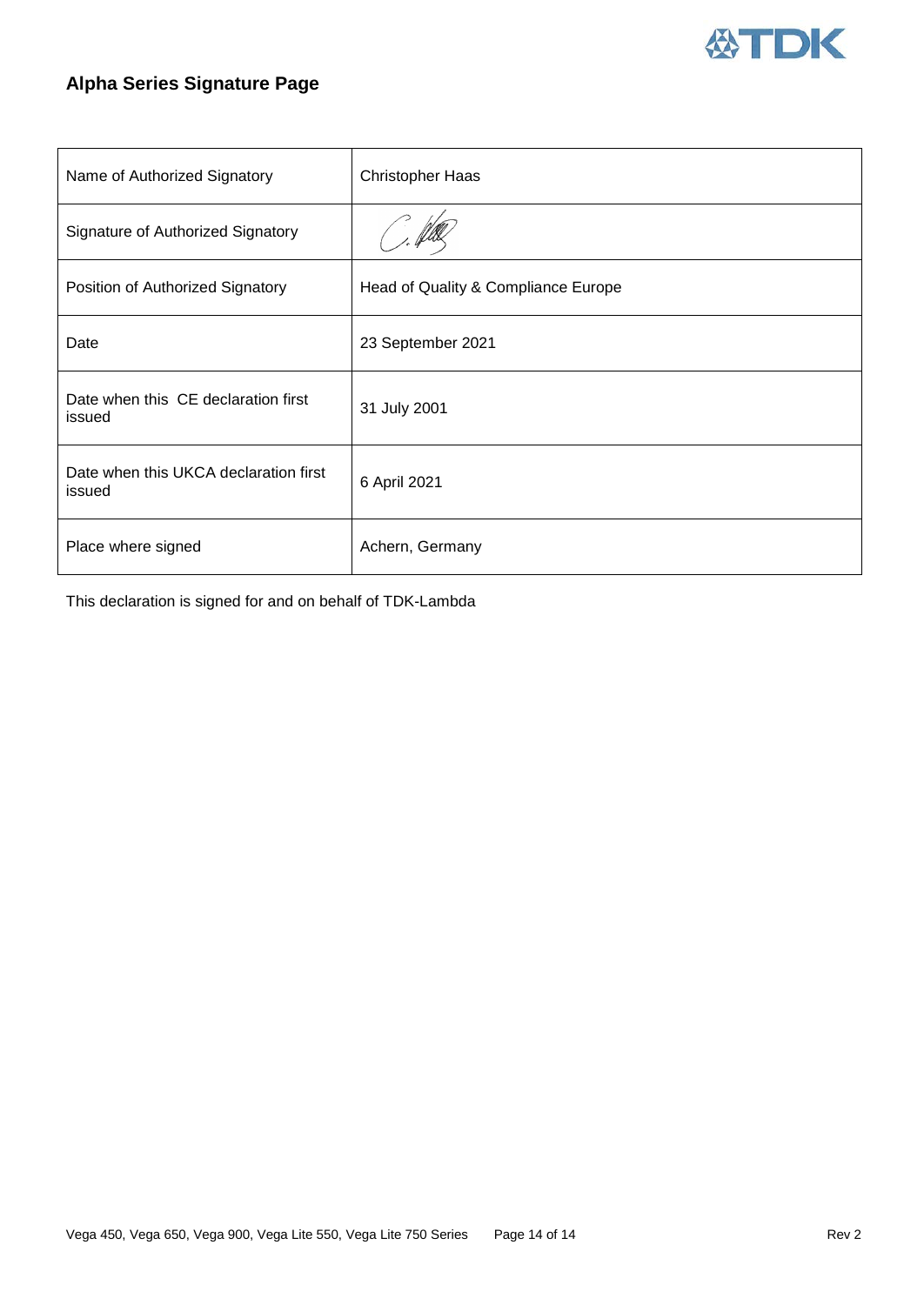## Alpha Series Signature Page

| | |
|---|---|
| Name of Authorized Signatory | Christopher Haas |
| Signature of Authorized Signatory | C. Haas |
| Position of Authorized Signatory | Head of Quality & Compliance Europe |
| Date | 23 September 2021 |
| Date when this CE declaration first issued | 31 July 2001 |
| Date when this UKCA declaration first issued | 6 April 2021 |
| Place where signed | Achern, Germany |

This declaration is signed for and on behalf of TDK-Lambda